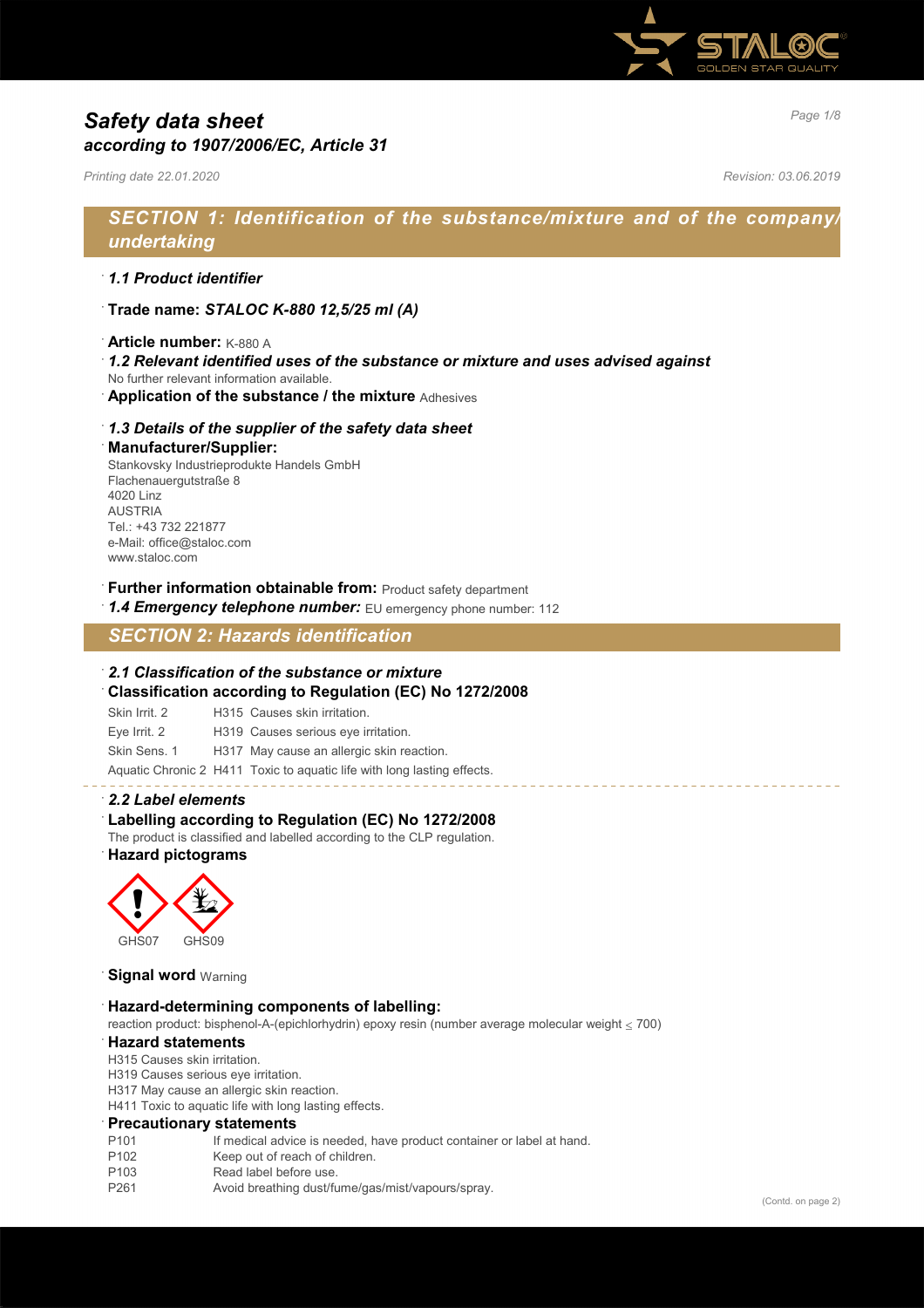# Safety data sheet
## according to 1907/2006/EC, Article 31

*Printing date 22.01.2020*  *Revision: 03.06.2019*

## SECTION 1: Identification of the substance/mixture and of the company/undertaking

### 1.1 Product identifier

**Trade name: *STALOC K-880 12,5/25 ml (A)***

**Article number:** K-880 A

### 1.2 Relevant identified uses of the substance or mixture and uses advised against

No further relevant information available.

**Application of the substance / the mixture** Adhesives

### 1.3 Details of the supplier of the safety data sheet

**Manufacturer/Supplier:**
Stankovsky Industrieprodukte Handels GmbH
Flachenauergutstraße 8
4020 Linz
AUSTRIA
Tel.: +43 732 221877
e-Mail: office@staloc.com
www.staloc.com

**Further information obtainable from:** Product safety department

### 1.4 Emergency telephone number: EU emergency phone number: 112

## SECTION 2: Hazards identification

### 2.1 Classification of the substance or mixture

**Classification according to Regulation (EC) No 1272/2008**

| | |
|---|---|
| Skin Irrit. 2 | H315 Causes skin irritation. |
| Eye Irrit. 2 | H319 Causes serious eye irritation. |
| Skin Sens. 1 | H317 May cause an allergic skin reaction. |
| Aquatic Chronic 2 | H411 Toxic to aquatic life with long lasting effects. |

### 2.2 Label elements

**Labelling according to Regulation (EC) No 1272/2008**

The product is classified and labelled according to the CLP regulation.

**Hazard pictograms**

GHS07 GHS09

**Signal word** Warning

**Hazard-determining components of labelling:**

reaction product: bisphenol-A-(epichlorhydrin) epoxy resin (number average molecular weight $\leq$ 700)

**Hazard statements**

H315 Causes skin irritation.
H319 Causes serious eye irritation.
H317 May cause an allergic skin reaction.
H411 Toxic to aquatic life with long lasting effects.

**Precautionary statements**

| | |
|---|---|
| P101 | If medical advice is needed, have product container or label at hand. |
| P102 | Keep out of reach of children. |
| P103 | Read label before use. |
| P261 | Avoid breathing dust/fume/gas/mist/vapours/spray. |

(Contd. on page 2)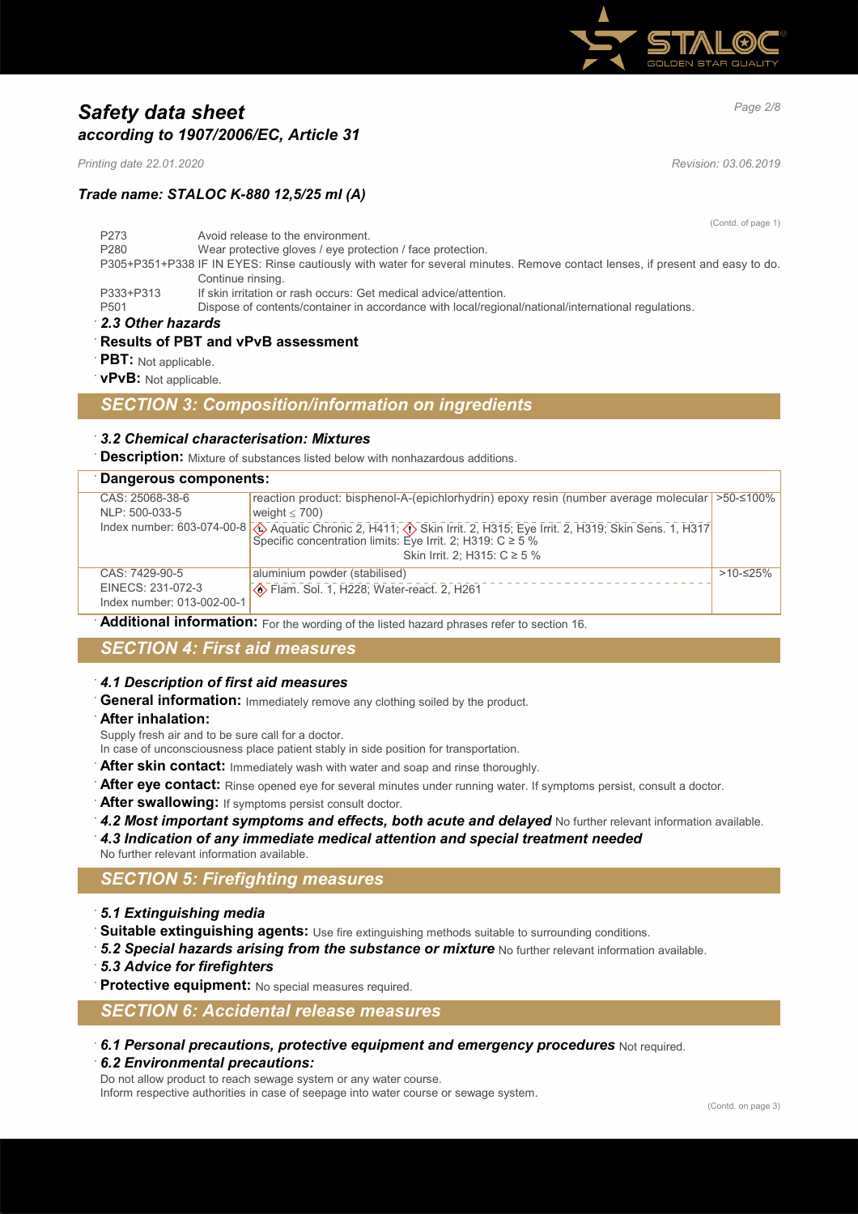(Contd. of page 1)

| | |
|---|---|
| P273 | Avoid release to the environment. |
| P280 | Wear protective gloves / eye protection / face protection. |
| P305+P351+P338 | IF IN EYES: Rinse cautiously with water for several minutes. Remove contact lenses, if present and easy to do. Continue rinsing. |
| P333+P313 | If skin irritation or rash occurs: Get medical advice/attention. |
| P501 | Dispose of contents/container in accordance with local/regional/national/international regulations. |

### 2.3 Other hazards

**Results of PBT and vPvB assessment**

**PBT:** Not applicable.

**vPvB:** Not applicable.

## SECTION 3: Composition/information on ingredients

### 3.2 Chemical characterisation: Mixtures

**Description:** Mixture of substances listed below with nonhazardous additions.

**Dangerous components:**

| | | |
|---|---|---|
| CAS: 25068-38-6<br>NLP: 500-033-5<br>Index number: 603-074-00-8 | reaction product: bisphenol-A-(epichlorhydrin) epoxy resin (number average molecular weight ≤ 700)<br>Aquatic Chronic 2, H411; Skin Irrit. 2, H315; Eye Irrit. 2, H319; Skin Sens. 1, H317<br>Specific concentration limits: Eye Irrit. 2; H319: C ≥ 5 %<br>Skin Irrit. 2; H315: C ≥ 5 % | >50-≤100% |
| CAS: 7429-90-5<br>EINECS: 231-072-3<br>Index number: 013-002-00-1 | aluminium powder (stabilised)<br>Flam. Sol. 1, H228; Water-react. 2, H261 | >10-≤25% |

**Additional information:** For the wording of the listed hazard phrases refer to section 16.

## SECTION 4: First aid measures

### 4.1 Description of first aid measures

**General information:** Immediately remove any clothing soiled by the product.

**After inhalation:**
Supply fresh air and to be sure call for a doctor.
In case of unconsciousness place patient stably in side position for transportation.

**After skin contact:** Immediately wash with water and soap and rinse thoroughly.

**After eye contact:** Rinse opened eye for several minutes under running water. If symptoms persist, consult a doctor.

**After swallowing:** If symptoms persist consult doctor.

***4.2 Most important symptoms and effects, both acute and delayed*** No further relevant information available.

***4.3 Indication of any immediate medical attention and special treatment needed***
No further relevant information available.

## SECTION 5: Firefighting measures

### 5.1 Extinguishing media

**Suitable extinguishing agents:** Use fire extinguishing methods suitable to surrounding conditions.

***5.2 Special hazards arising from the substance or mixture*** No further relevant information available.

### 5.3 Advice for firefighters

**Protective equipment:** No special measures required.

## SECTION 6: Accidental release measures

***6.1 Personal precautions, protective equipment and emergency procedures*** Not required.

### 6.2 Environmental precautions:

Do not allow product to reach sewage system or any water course.
Inform respective authorities in case of seepage into water course or sewage system.

(Contd. on page 3)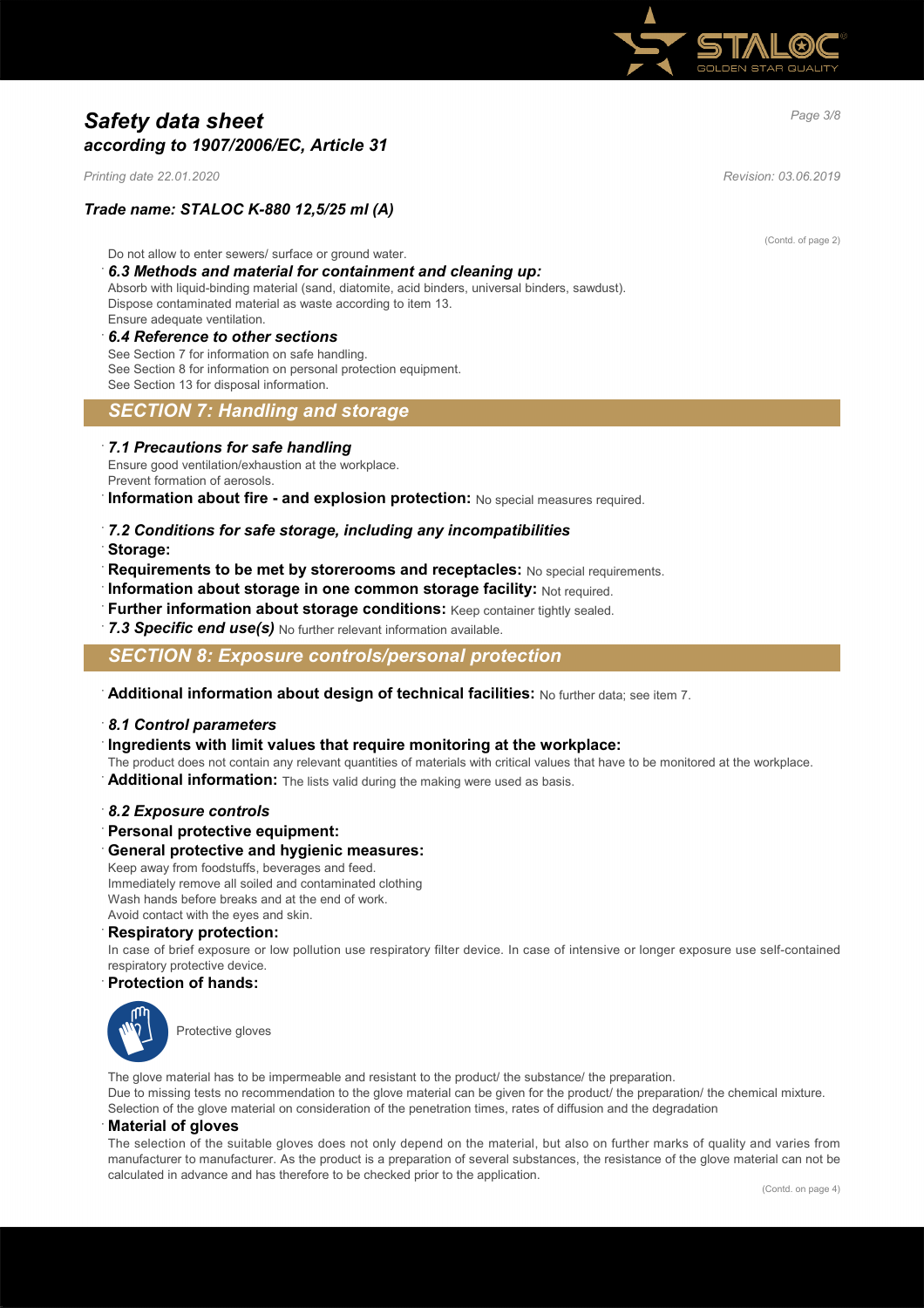(Contd. of page 2)

Do not allow to enter sewers/ surface or ground water.

### 6.3 Methods and material for containment and cleaning up:

Absorb with liquid-binding material (sand, diatomite, acid binders, universal binders, sawdust).
Dispose contaminated material as waste according to item 13.
Ensure adequate ventilation.

### 6.4 Reference to other sections

See Section 7 for information on safe handling.
See Section 8 for information on personal protection equipment.
See Section 13 for disposal information.

## SECTION 7: Handling and storage

### 7.1 Precautions for safe handling

Ensure good ventilation/exhaustion at the workplace.
Prevent formation of aerosols.

**Information about fire - and explosion protection:** No special measures required.

### 7.2 Conditions for safe storage, including any incompatibilities

**Storage:**

**Requirements to be met by storerooms and receptacles:** No special requirements.

**Information about storage in one common storage facility:** Not required.

**Further information about storage conditions:** Keep container tightly sealed.

***7.3 Specific end use(s)*** No further relevant information available.

## SECTION 8: Exposure controls/personal protection

**Additional information about design of technical facilities:** No further data; see item 7.

### 8.1 Control parameters

**Ingredients with limit values that require monitoring at the workplace:**

The product does not contain any relevant quantities of materials with critical values that have to be monitored at the workplace.

**Additional information:** The lists valid during the making were used as basis.

### 8.2 Exposure controls

**Personal protective equipment:**

**General protective and hygienic measures:**

Keep away from foodstuffs, beverages and feed.
Immediately remove all soiled and contaminated clothing
Wash hands before breaks and at the end of work.
Avoid contact with the eyes and skin.

**Respiratory protection:**

In case of brief exposure or low pollution use respiratory filter device. In case of intensive or longer exposure use self-contained respiratory protective device.

**Protection of hands:**

Protective gloves

The glove material has to be impermeable and resistant to the product/ the substance/ the preparation.
Due to missing tests no recommendation to the glove material can be given for the product/ the preparation/ the chemical mixture.
Selection of the glove material on consideration of the penetration times, rates of diffusion and the degradation

**Material of gloves**

The selection of the suitable gloves does not only depend on the material, but also on further marks of quality and varies from manufacturer to manufacturer. As the product is a preparation of several substances, the resistance of the glove material can not be calculated in advance and has therefore to be checked prior to the application.

(Contd. on page 4)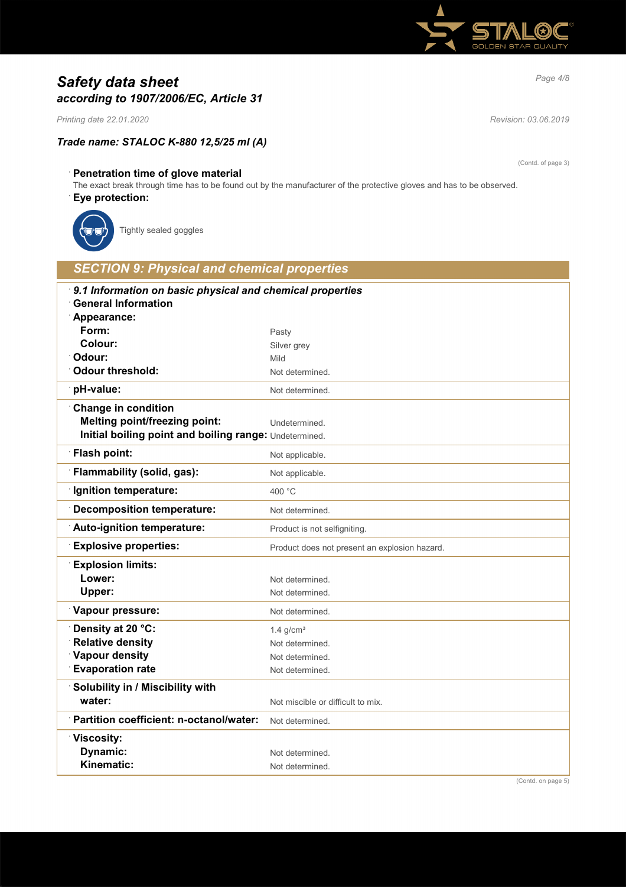# Safety data sheet
*according to 1907/2006/EC, Article 31*

*Printing date 22.01.2020* *Revision: 03.06.2019*

***Trade name: STALOC K-880 12,5/25 ml (A)***

(Contd. of page 3)

**Penetration time of glove material**

The exact break through time has to be found out by the manufacturer of the protective gloves and has to be observed.

**Eye protection:**

Tightly sealed goggles

## SECTION 9: Physical and chemical properties

***9.1 Information on basic physical and chemical properties***

**General Information**

| Property | Value |
|---|---|
| **Appearance:** | |
| **Form:** | Pasty |
| **Colour:** | Silver grey |
| **Odour:** | Mild |
| **Odour threshold:** | Not determined. |
| **pH-value:** | Not determined. |
| **Change in condition** | |
| **Melting point/freezing point:** | Undetermined. |
| **Initial boiling point and boiling range:** | Undetermined. |
| **Flash point:** | Not applicable. |
| **Flammability (solid, gas):** | Not applicable. |
| **Ignition temperature:** | 400 °C |
| **Decomposition temperature:** | Not determined. |
| **Auto-ignition temperature:** | Product is not selfigniting. |
| **Explosive properties:** | Product does not present an explosion hazard. |
| **Explosion limits:** | |
| **Lower:** | Not determined. |
| **Upper:** | Not determined. |
| **Vapour pressure:** | Not determined. |
| **Density at 20 °C:** | 1.4 g/cm³ |
| **Relative density** | Not determined. |
| **Vapour density** | Not determined. |
| **Evaporation rate** | Not determined. |
| **Solubility in / Miscibility with water:** | Not miscible or difficult to mix. |
| **Partition coefficient: n-octanol/water:** | Not determined. |
| **Viscosity:** | |
| **Dynamic:** | Not determined. |
| **Kinematic:** | Not determined. |

(Contd. on page 5)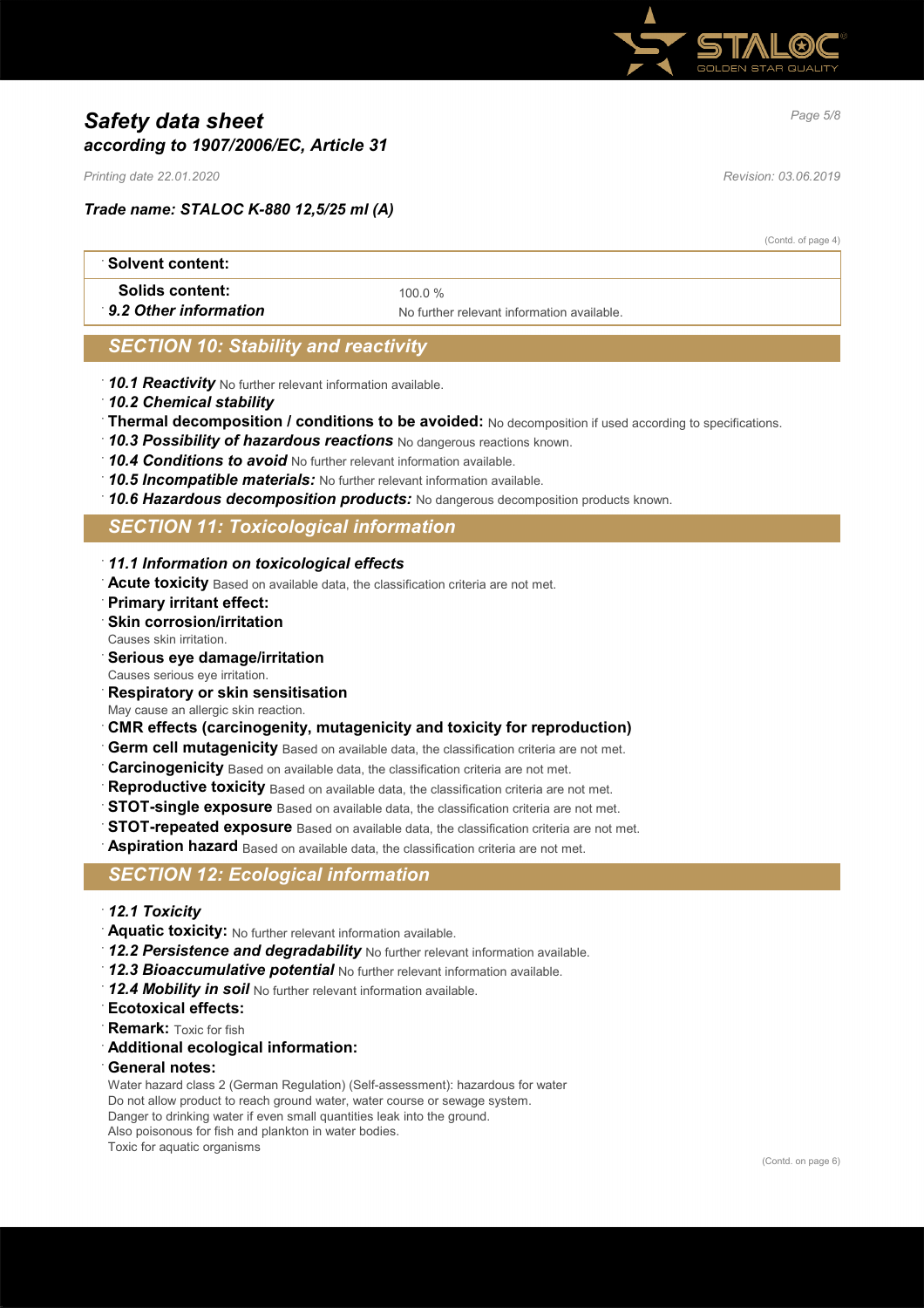(Contd. of page 4)

| Solvent content: | |
|---|---|
| **Solids content:** | 100.0 % |
| ***9.2 Other information*** | No further relevant information available. |

## *SECTION 10: Stability and reactivity*

- ***10.1 Reactivity*** No further relevant information available.
- ***10.2 Chemical stability***
- **Thermal decomposition / conditions to be avoided:** No decomposition if used according to specifications.
- ***10.3 Possibility of hazardous reactions*** No dangerous reactions known.
- ***10.4 Conditions to avoid*** No further relevant information available.
- ***10.5 Incompatible materials:*** No further relevant information available.
- ***10.6 Hazardous decomposition products:*** No dangerous decomposition products known.

## *SECTION 11: Toxicological information*

- ***11.1 Information on toxicological effects***
- **Acute toxicity** Based on available data, the classification criteria are not met.
- **Primary irritant effect:**
- **Skin corrosion/irritation**
  Causes skin irritation.
- **Serious eye damage/irritation**
  Causes serious eye irritation.
- **Respiratory or skin sensitisation**
  May cause an allergic skin reaction.
- **CMR effects (carcinogenity, mutagenicity and toxicity for reproduction)**
- **Germ cell mutagenicity** Based on available data, the classification criteria are not met.
- **Carcinogenicity** Based on available data, the classification criteria are not met.
- **Reproductive toxicity** Based on available data, the classification criteria are not met.
- **STOT-single exposure** Based on available data, the classification criteria are not met.
- **STOT-repeated exposure** Based on available data, the classification criteria are not met.
- **Aspiration hazard** Based on available data, the classification criteria are not met.

## *SECTION 12: Ecological information*

- ***12.1 Toxicity***
- **Aquatic toxicity:** No further relevant information available.
- ***12.2 Persistence and degradability*** No further relevant information available.
- ***12.3 Bioaccumulative potential*** No further relevant information available.
- ***12.4 Mobility in soil*** No further relevant information available.
- **Ecotoxical effects:**
- **Remark:** Toxic for fish
- **Additional ecological information:**
- **General notes:**
  Water hazard class 2 (German Regulation) (Self-assessment): hazardous for water
  Do not allow product to reach ground water, water course or sewage system.
  Danger to drinking water if even small quantities leak into the ground.
  Also poisonous for fish and plankton in water bodies.
  Toxic for aquatic organisms

(Contd. on page 6)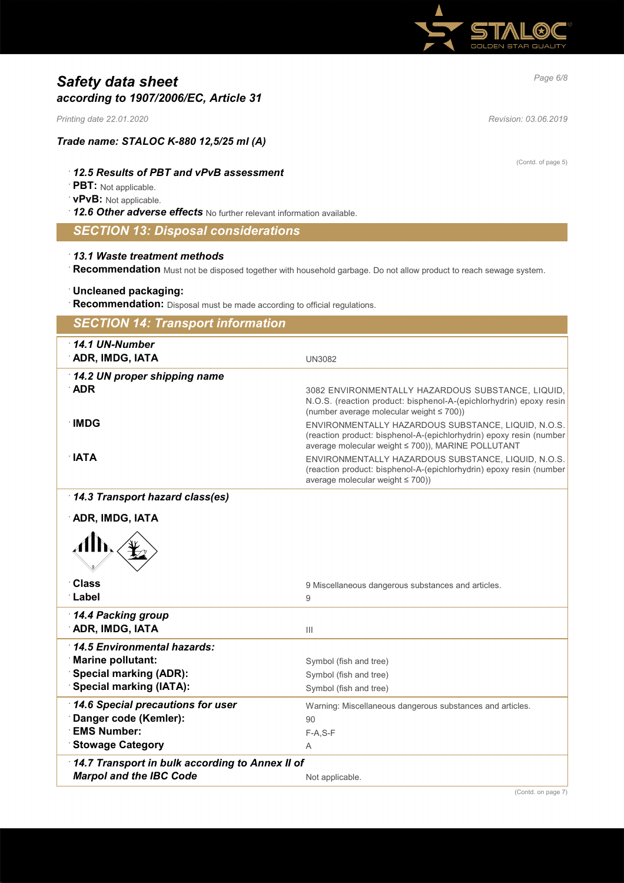*Safety data sheet*
*according to 1907/2006/EC, Article 31*

*Printing date 22.01.2020* *Revision: 03.06.2019*

***Trade name: STALOC K-880 12,5/25 ml (A)***

(Contd. of page 5)

- ***12.5 Results of PBT and vPvB assessment***
- **PBT:** Not applicable.
- **vPvB:** Not applicable.
- ***12.6 Other adverse effects*** No further relevant information available.

## *SECTION 13: Disposal considerations*

- ***13.1 Waste treatment methods***
- **Recommendation** Must not be disposed together with household garbage. Do not allow product to reach sewage system.

- **Uncleaned packaging:**
- **Recommendation:** Disposal must be made according to official regulations.

## *SECTION 14: Transport information*

| | |
|---|---|
| ***14.1 UN-Number*** | |
| **ADR, IMDG, IATA** | UN3082 |
| ***14.2 UN proper shipping name*** | |
| **ADR** | 3082 ENVIRONMENTALLY HAZARDOUS SUBSTANCE, LIQUID, N.O.S. (reaction product: bisphenol-A-(epichlorhydrin) epoxy resin (number average molecular weight ≤ 700)) |
| **IMDG** | ENVIRONMENTALLY HAZARDOUS SUBSTANCE, LIQUID, N.O.S. (reaction product: bisphenol-A-(epichlorhydrin) epoxy resin (number average molecular weight ≤ 700)), MARINE POLLUTANT |
| **IATA** | ENVIRONMENTALLY HAZARDOUS SUBSTANCE, LIQUID, N.O.S. (reaction product: bisphenol-A-(epichlorhydrin) epoxy resin (number average molecular weight ≤ 700)) |
| ***14.3 Transport hazard class(es)*** | |
| **ADR, IMDG, IATA** | |
| **Class** | 9 Miscellaneous dangerous substances and articles. |
| **Label** | 9 |
| ***14.4 Packing group*** | |
| **ADR, IMDG, IATA** | III |
| ***14.5 Environmental hazards:*** | |
| **Marine pollutant:** | Symbol (fish and tree) |
| **Special marking (ADR):** | Symbol (fish and tree) |
| **Special marking (IATA):** | Symbol (fish and tree) |
| ***14.6 Special precautions for user*** | Warning: Miscellaneous dangerous substances and articles. |
| **Danger code (Kemler):** | 90 |
| **EMS Number:** | F-A,S-F |
| **Stowage Category** | A |
| ***14.7 Transport in bulk according to Annex II of Marpol and the IBC Code*** | Not applicable. |

(Contd. on page 7)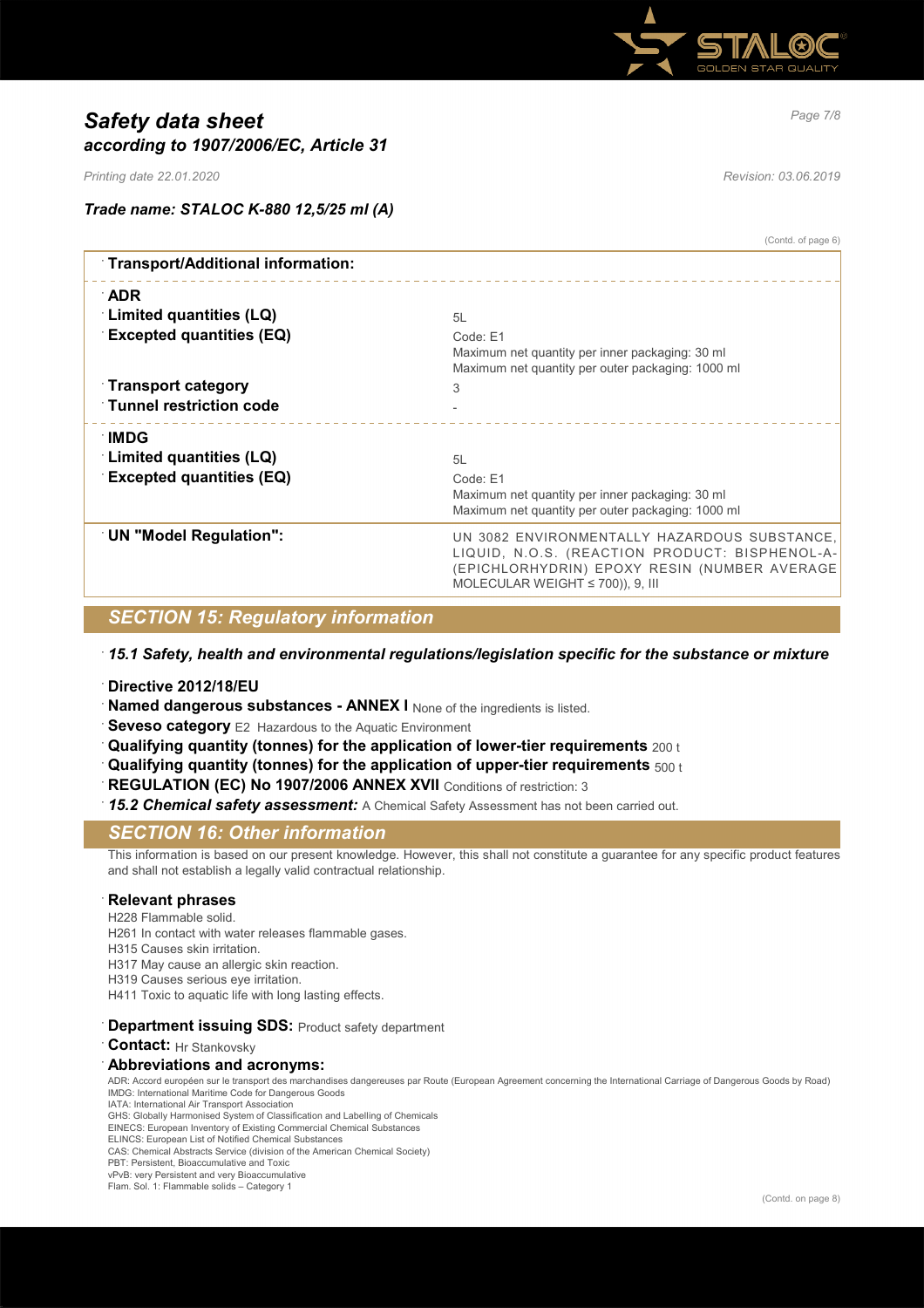(Contd. of page 6)

| · Transport/Additional information: | |
|---|---|
| · **ADR** | |
| · **Limited quantities (LQ)** | 5L |
| · **Excepted quantities (EQ)** | Code: E1<br>Maximum net quantity per inner packaging: 30 ml<br>Maximum net quantity per outer packaging: 1000 ml |
| · **Transport category** | 3 |
| · **Tunnel restriction code** | - |
| · **IMDG** | |
| · **Limited quantities (LQ)** | 5L |
| · **Excepted quantities (EQ)** | Code: E1<br>Maximum net quantity per inner packaging: 30 ml<br>Maximum net quantity per outer packaging: 1000 ml |
| · **UN "Model Regulation":** | UN 3082 ENVIRONMENTALLY HAZARDOUS SUBSTANCE, LIQUID, N.O.S. (REACTION PRODUCT: BISPHENOL-A-(EPICHLORHYDRIN) EPOXY RESIN (NUMBER AVERAGE MOLECULAR WEIGHT ≤ 700)), 9, III |

## *SECTION 15: Regulatory information*

· ***15.1 Safety, health and environmental regulations/legislation specific for the substance or mixture***

· **Directive 2012/18/EU**
· **Named dangerous substances - ANNEX I** None of the ingredients is listed.
· **Seveso category** E2 Hazardous to the Aquatic Environment
· **Qualifying quantity (tonnes) for the application of lower-tier requirements** 200 t
· **Qualifying quantity (tonnes) for the application of upper-tier requirements** 500 t
· **REGULATION (EC) No 1907/2006 ANNEX XVII** Conditions of restriction: 3
· ***15.2 Chemical safety assessment:*** A Chemical Safety Assessment has not been carried out.

## *SECTION 16: Other information*

This information is based on our present knowledge. However, this shall not constitute a guarantee for any specific product features and shall not establish a legally valid contractual relationship.

· **Relevant phrases**
H228 Flammable solid.
H261 In contact with water releases flammable gases.
H315 Causes skin irritation.
H317 May cause an allergic skin reaction.
H319 Causes serious eye irritation.
H411 Toxic to aquatic life with long lasting effects.

· **Department issuing SDS:** Product safety department
· **Contact:** Hr Stankovsky
· **Abbreviations and acronyms:**
ADR: Accord européen sur le transport des marchandises dangereuses par Route (European Agreement concerning the International Carriage of Dangerous Goods by Road)
IMDG: International Maritime Code for Dangerous Goods
IATA: International Air Transport Association
GHS: Globally Harmonised System of Classification and Labelling of Chemicals
EINECS: European Inventory of Existing Commercial Chemical Substances
ELINCS: European List of Notified Chemical Substances
CAS: Chemical Abstracts Service (division of the American Chemical Society)
PBT: Persistent, Bioaccumulative and Toxic
vPvB: very Persistent and very Bioaccumulative
Flam. Sol. 1: Flammable solids – Category 1

(Contd. on page 8)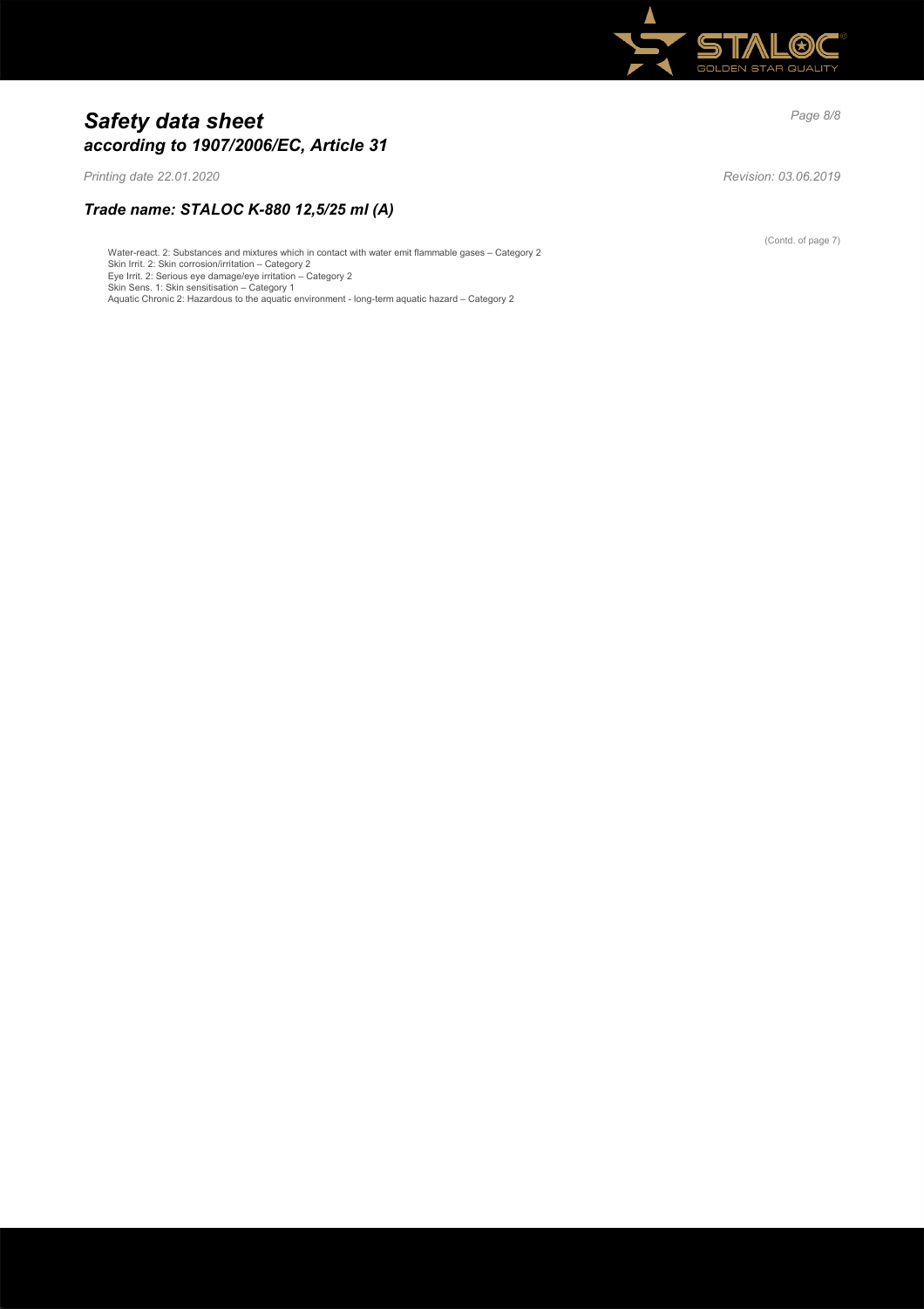Water-react. 2: Substances and mixtures which in contact with water emit flammable gases – Category 2
Skin Irrit. 2: Skin corrosion/irritation – Category 2
Eye Irrit. 2: Serious eye damage/eye irritation – Category 2
Skin Sens. 1: Skin sensitisation – Category 1
Aquatic Chronic 2: Hazardous to the aquatic environment - long-term aquatic hazard – Category 2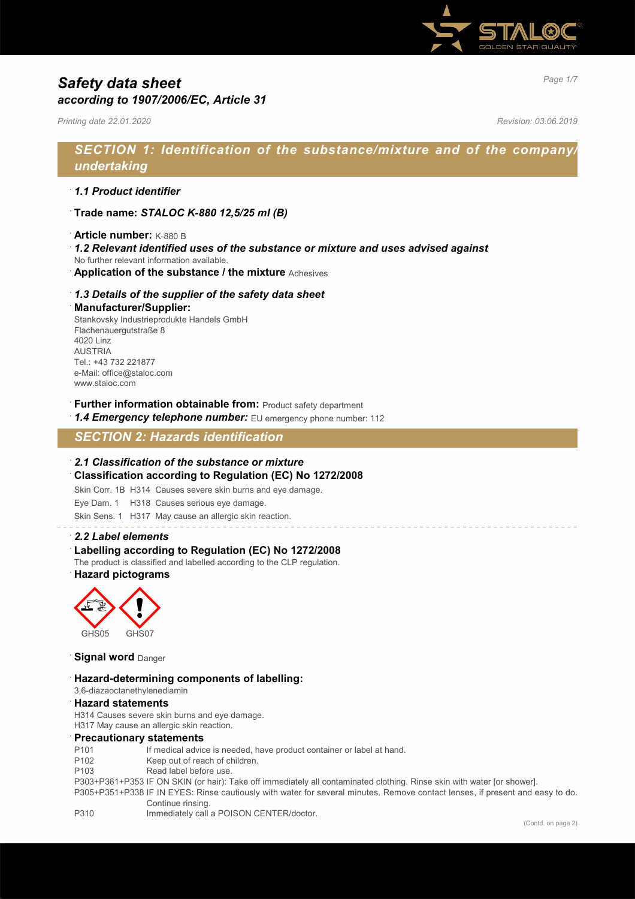# Safety data sheet
## according to 1907/2006/EC, Article 31

*Printing date 22.01.2020* *Revision: 03.06.2019*

## SECTION 1: Identification of the substance/mixture and of the company/undertaking

· ***1.1 Product identifier***

· **Trade name: *STALOC K-880 12,5/25 ml (B)***

· **Article number:** K-880 B

· ***1.2 Relevant identified uses of the substance or mixture and uses advised against***
No further relevant information available.

· **Application of the substance / the mixture** Adhesives

· ***1.3 Details of the supplier of the safety data sheet***

· **Manufacturer/Supplier:**
Stankovsky Industrieprodukte Handels GmbH
Flachenauergutstraße 8
4020 Linz
AUSTRIA
Tel.: +43 732 221877
e-Mail: office@staloc.com
www.staloc.com

· **Further information obtainable from:** Product safety department

· ***1.4 Emergency telephone number:*** EU emergency phone number: 112

## SECTION 2: Hazards identification

· ***2.1 Classification of the substance or mixture***

· **Classification according to Regulation (EC) No 1272/2008**

Skin Corr. 1B H314 Causes severe skin burns and eye damage.

Eye Dam. 1 H318 Causes serious eye damage.

Skin Sens. 1 H317 May cause an allergic skin reaction.

· ***2.2 Label elements***

· **Labelling according to Regulation (EC) No 1272/2008**
The product is classified and labelled according to the CLP regulation.

· **Hazard pictograms**

GHS05 GHS07

· **Signal word** Danger

· **Hazard-determining components of labelling:**
3,6-diazaoctanethylenediamin

· **Hazard statements**
H314 Causes severe skin burns and eye damage.
H317 May cause an allergic skin reaction.

· **Precautionary statements**

| | |
|---|---|
| P101 | If medical advice is needed, have product container or label at hand. |
| P102 | Keep out of reach of children. |
| P103 | Read label before use. |
| P303+P361+P353 | IF ON SKIN (or hair): Take off immediately all contaminated clothing. Rinse skin with water [or shower]. |
| P305+P351+P338 | IF IN EYES: Rinse cautiously with water for several minutes. Remove contact lenses, if present and easy to do. Continue rinsing. |
| P310 | Immediately call a POISON CENTER/doctor. |

(Contd. on page 2)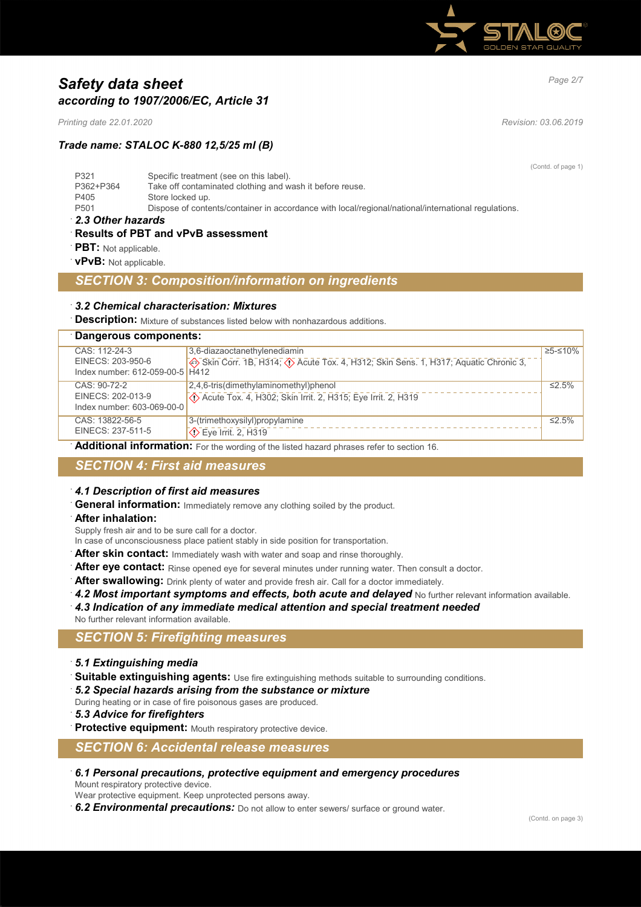# Safety data sheet
## according to 1907/2006/EC, Article 31

*Printing date 22.01.2020* *Revision: 03.06.2019*

### Trade name: STALOC K-880 12,5/25 ml (B)

(Contd. of page 1)

- P321 Specific treatment (see on this label).
- P362+P364 Take off contaminated clothing and wash it before reuse.
- P405 Store locked up.
- P501 Dispose of contents/container in accordance with local/regional/national/international regulations.

**2.3 Other hazards**

**Results of PBT and vPvB assessment**

**PBT:** Not applicable.

**vPvB:** Not applicable.

## SECTION 3: Composition/information on ingredients

**3.2 Chemical characterisation: Mixtures**

**Description:** Mixture of substances listed below with nonhazardous additions.

**Dangerous components:**

| | | |
|---|---|---|
| CAS: 112-24-3<br>EINECS: 203-950-6<br>Index number: 612-059-00-5 | 3,6-diazaoctanethylenediamin<br>Skin Corr. 1B, H314; Acute Tox. 4, H312; Skin Sens. 1, H317; Aquatic Chronic 3, H412 | ≥5-≤10% |
| CAS: 90-72-2<br>EINECS: 202-013-9<br>Index number: 603-069-00-0 | 2,4,6-tris(dimethylaminomethyl)phenol<br>Acute Tox. 4, H302; Skin Irrit. 2, H315; Eye Irrit. 2, H319 | ≤2.5% |
| CAS: 13822-56-5<br>EINECS: 237-511-5 | 3-(trimethoxysilyl)propylamine<br>Eye Irrit. 2, H319 | ≤2.5% |

**Additional information:** For the wording of the listed hazard phrases refer to section 16.

## SECTION 4: First aid measures

**4.1 Description of first aid measures**

**General information:** Immediately remove any clothing soiled by the product.

**After inhalation:**
Supply fresh air and to be sure call for a doctor.
In case of unconsciousness place patient stably in side position for transportation.

**After skin contact:** Immediately wash with water and soap and rinse thoroughly.

**After eye contact:** Rinse opened eye for several minutes under running water. Then consult a doctor.

**After swallowing:** Drink plenty of water and provide fresh air. Call for a doctor immediately.

**4.2 Most important symptoms and effects, both acute and delayed** No further relevant information available.

**4.3 Indication of any immediate medical attention and special treatment needed**
No further relevant information available.

## SECTION 5: Firefighting measures

**5.1 Extinguishing media**

**Suitable extinguishing agents:** Use fire extinguishing methods suitable to surrounding conditions.

**5.2 Special hazards arising from the substance or mixture**
During heating or in case of fire poisonous gases are produced.

**5.3 Advice for firefighters**

**Protective equipment:** Mouth respiratory protective device.

## SECTION 6: Accidental release measures

**6.1 Personal precautions, protective equipment and emergency procedures**
Mount respiratory protective device.
Wear protective equipment. Keep unprotected persons away.

**6.2 Environmental precautions:** Do not allow to enter sewers/ surface or ground water.

(Contd. on page 3)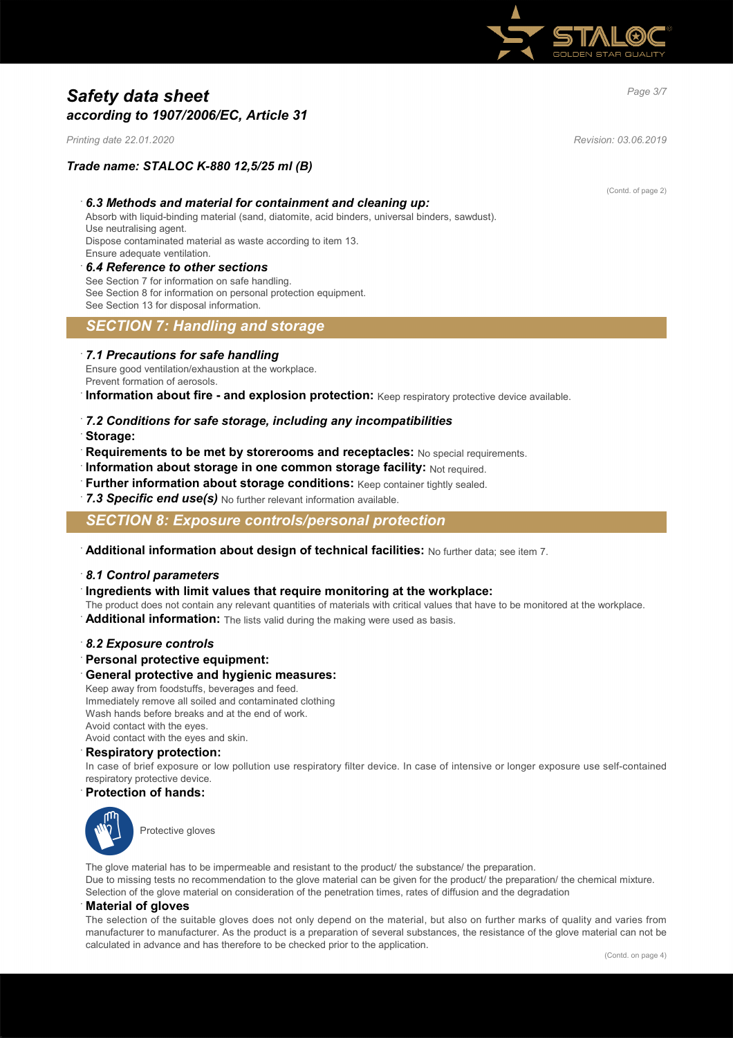# *Safety data sheet*
## *according to 1907/2006/EC, Article 31*

*Printing date 22.01.2020* *Revision: 03.06.2019*

### *Trade name: STALOC K-880 12,5/25 ml (B)*

(Contd. of page 2)

### *6.3 Methods and material for containment and cleaning up:*

Absorb with liquid-binding material (sand, diatomite, acid binders, universal binders, sawdust).
Use neutralising agent.
Dispose contaminated material as waste according to item 13.
Ensure adequate ventilation.

### *6.4 Reference to other sections*

See Section 7 for information on safe handling.
See Section 8 for information on personal protection equipment.
See Section 13 for disposal information.

## *SECTION 7: Handling and storage*

### *7.1 Precautions for safe handling*

Ensure good ventilation/exhaustion at the workplace.
Prevent formation of aerosols.

**Information about fire - and explosion protection:** Keep respiratory protective device available.

### *7.2 Conditions for safe storage, including any incompatibilities*

**Storage:**

**Requirements to be met by storerooms and receptacles:** No special requirements.

**Information about storage in one common storage facility:** Not required.

**Further information about storage conditions:** Keep container tightly sealed.

***7.3 Specific end use(s)*** No further relevant information available.

## *SECTION 8: Exposure controls/personal protection*

**Additional information about design of technical facilities:** No further data; see item 7.

### *8.1 Control parameters*

**Ingredients with limit values that require monitoring at the workplace:**

The product does not contain any relevant quantities of materials with critical values that have to be monitored at the workplace.

**Additional information:** The lists valid during the making were used as basis.

### *8.2 Exposure controls*

**Personal protective equipment:**

**General protective and hygienic measures:**

Keep away from foodstuffs, beverages and feed.
Immediately remove all soiled and contaminated clothing
Wash hands before breaks and at the end of work.
Avoid contact with the eyes.
Avoid contact with the eyes and skin.

**Respiratory protection:**

In case of brief exposure or low pollution use respiratory filter device. In case of intensive or longer exposure use self-contained respiratory protective device.

**Protection of hands:**

Protective gloves

The glove material has to be impermeable and resistant to the product/ the substance/ the preparation.
Due to missing tests no recommendation to the glove material can be given for the product/ the preparation/ the chemical mixture.
Selection of the glove material on consideration of the penetration times, rates of diffusion and the degradation

**Material of gloves**

The selection of the suitable gloves does not only depend on the material, but also on further marks of quality and varies from manufacturer to manufacturer. As the product is a preparation of several substances, the resistance of the glove material can not be calculated in advance and has therefore to be checked prior to the application.

(Contd. on page 4)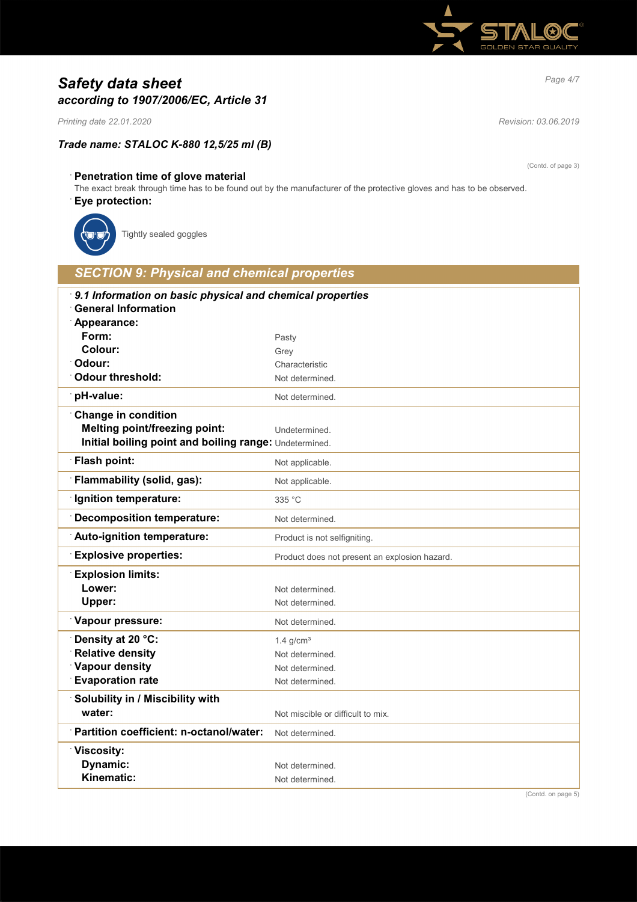# *Safety data sheet*
## *according to 1907/2006/EC, Article 31*

*Printing date 22.01.2020* *Revision: 03.06.2019*

### *Trade name: STALOC K-880 12,5/25 ml (B)*

(Contd. of page 3)

**Penetration time of glove material**

The exact break through time has to be found out by the manufacturer of the protective gloves and has to be observed.

**Eye protection:**

Tightly sealed goggles

## *SECTION 9: Physical and chemical properties*

***9.1 Information on basic physical and chemical properties***

| **General Information** | |
|---|---|
| **Appearance:** | |
| **Form:** | Pasty |
| **Colour:** | Grey |
| **Odour:** | Characteristic |
| **Odour threshold:** | Not determined. |
| **pH-value:** | Not determined. |
| **Change in condition** | |
| **Melting point/freezing point:** | Undetermined. |
| **Initial boiling point and boiling range:** | Undetermined. |
| **Flash point:** | Not applicable. |
| **Flammability (solid, gas):** | Not applicable. |
| **Ignition temperature:** | 335 °C |
| **Decomposition temperature:** | Not determined. |
| **Auto-ignition temperature:** | Product is not selfigniting. |
| **Explosive properties:** | Product does not present an explosion hazard. |
| **Explosion limits:** | |
| **Lower:** | Not determined. |
| **Upper:** | Not determined. |
| **Vapour pressure:** | Not determined. |
| **Density at 20 °C:** | 1.4 g/cm³ |
| **Relative density** | Not determined. |
| **Vapour density** | Not determined. |
| **Evaporation rate** | Not determined. |
| **Solubility in / Miscibility with** | |
| **water:** | Not miscible or difficult to mix. |
| **Partition coefficient: n-octanol/water:** | Not determined. |
| **Viscosity:** | |
| **Dynamic:** | Not determined. |
| **Kinematic:** | Not determined. |

(Contd. on page 5)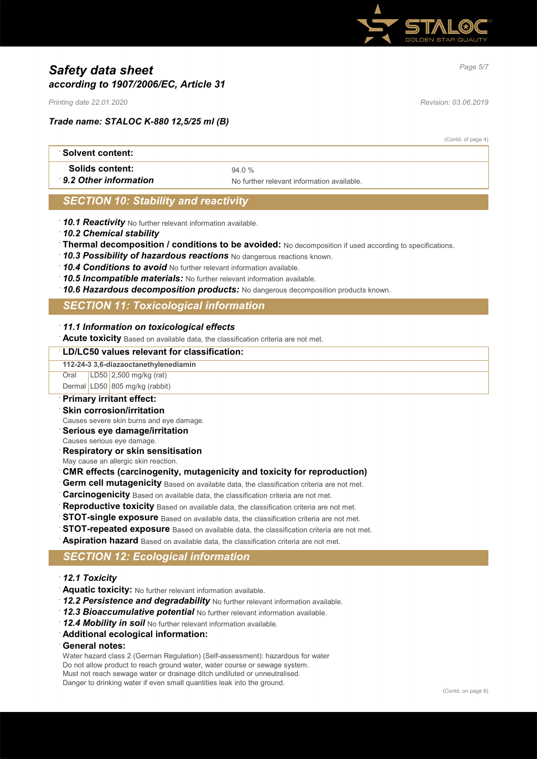# Safety data sheet
## according to 1907/2006/EC, Article 31

*Printing date 22.01.2020* *Revision: 03.06.2019*

***Trade name: STALOC K-880 12,5/25 ml (B)***

(Contd. of page 4)

| **Solvent content:** | |
|---|---|
| **Solids content:** | 94.0 % |
| ***9.2 Other information*** | No further relevant information available. |

## SECTION 10: Stability and reactivity

- ***10.1 Reactivity*** No further relevant information available.
- ***10.2 Chemical stability***
- **Thermal decomposition / conditions to be avoided:** No decomposition if used according to specifications.
- ***10.3 Possibility of hazardous reactions*** No dangerous reactions known.
- ***10.4 Conditions to avoid*** No further relevant information available.
- ***10.5 Incompatible materials:*** No further relevant information available.
- ***10.6 Hazardous decomposition products:*** No dangerous decomposition products known.

## SECTION 11: Toxicological information

- ***11.1 Information on toxicological effects***
- **Acute toxicity** Based on available data, the classification criteria are not met.

| **LD/LC50 values relevant for classification:** | | |
|---|---|---|
| **112-24-3 3,6-diazaoctanethylenediamin** | | |
| Oral | LD50 | 2,500 mg/kg (rat) |
| Dermal | LD50 | 805 mg/kg (rabbit) |

- **Primary irritant effect:**
- **Skin corrosion/irritation**
  Causes severe skin burns and eye damage.
- **Serious eye damage/irritation**
  Causes serious eye damage.
- **Respiratory or skin sensitisation**
  May cause an allergic skin reaction.
- **CMR effects (carcinogenity, mutagenicity and toxicity for reproduction)**
- **Germ cell mutagenicity** Based on available data, the classification criteria are not met.
- **Carcinogenicity** Based on available data, the classification criteria are not met.
- **Reproductive toxicity** Based on available data, the classification criteria are not met.
- **STOT-single exposure** Based on available data, the classification criteria are not met.
- **STOT-repeated exposure** Based on available data, the classification criteria are not met.
- **Aspiration hazard** Based on available data, the classification criteria are not met.

## SECTION 12: Ecological information

- ***12.1 Toxicity***
- **Aquatic toxicity:** No further relevant information available.
- ***12.2 Persistence and degradability*** No further relevant information available.
- ***12.3 Bioaccumulative potential*** No further relevant information available.
- ***12.4 Mobility in soil*** No further relevant information available.
- **Additional ecological information:**
- **General notes:**
  Water hazard class 2 (German Regulation) (Self-assessment): hazardous for water
  Do not allow product to reach ground water, water course or sewage system.
  Must not reach sewage water or drainage ditch undiluted or unneutralised.
  Danger to drinking water if even small quantities leak into the ground.

(Contd. on page 6)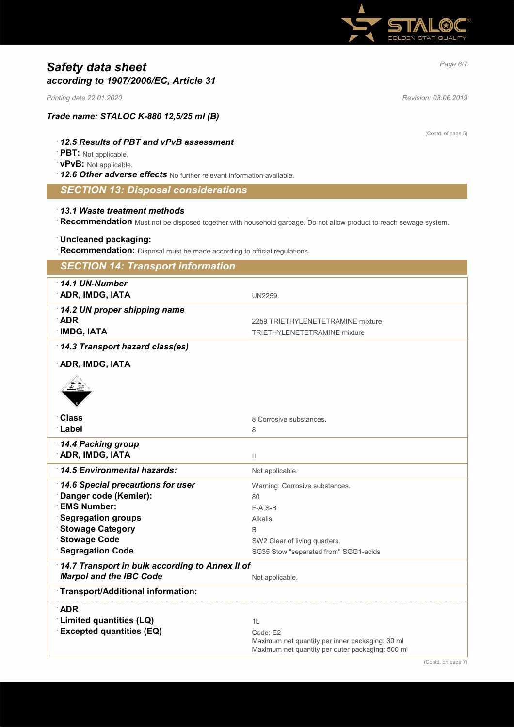# *Safety data sheet*
## *according to 1907/2006/EC, Article 31*

*Printing date 22.01.2020* Revision: 03.06.2019

***Trade name: STALOC K-880 12,5/25 ml (B)***

(Contd. of page 5)

- ***12.5 Results of PBT and vPvB assessment***
- **PBT:** Not applicable.
- **vPvB:** Not applicable.
- ***12.6 Other adverse effects*** No further relevant information available.

## *SECTION 13: Disposal considerations*

- ***13.1 Waste treatment methods***
- **Recommendation** Must not be disposed together with household garbage. Do not allow product to reach sewage system.

- **Uncleaned packaging:**
- **Recommendation:** Disposal must be made according to official regulations.

## *SECTION 14: Transport information*

| | |
|---|---|
| ***14.1 UN-Number*** | |
| **ADR, IMDG, IATA** | UN2259 |
| ***14.2 UN proper shipping name*** | |
| **ADR** | 2259 TRIETHYLENETETRAMINE mixture |
| **IMDG, IATA** | TRIETHYLENETETRAMINE mixture |
| ***14.3 Transport hazard class(es)*** | |
| **ADR, IMDG, IATA** | |
| **Class** | 8 Corrosive substances. |
| **Label** | 8 |
| ***14.4 Packing group*** | |
| **ADR, IMDG, IATA** | II |
| ***14.5 Environmental hazards:*** | Not applicable. |
| ***14.6 Special precautions for user*** | Warning: Corrosive substances. |
| **Danger code (Kemler):** | 80 |
| **EMS Number:** | F-A,S-B |
| **Segregation groups** | Alkalis |
| **Stowage Category** | B |
| **Stowage Code** | SW2 Clear of living quarters. |
| **Segregation Code** | SG35 Stow "separated from" SGG1-acids |
| ***14.7 Transport in bulk according to Annex II of Marpol and the IBC Code*** | Not applicable. |
| **Transport/Additional information:** | |
| **ADR** | |
| **Limited quantities (LQ)** | 1L |
| **Excepted quantities (EQ)** | Code: E2<br>Maximum net quantity per inner packaging: 30 ml<br>Maximum net quantity per outer packaging: 500 ml |

(Contd. on page 7)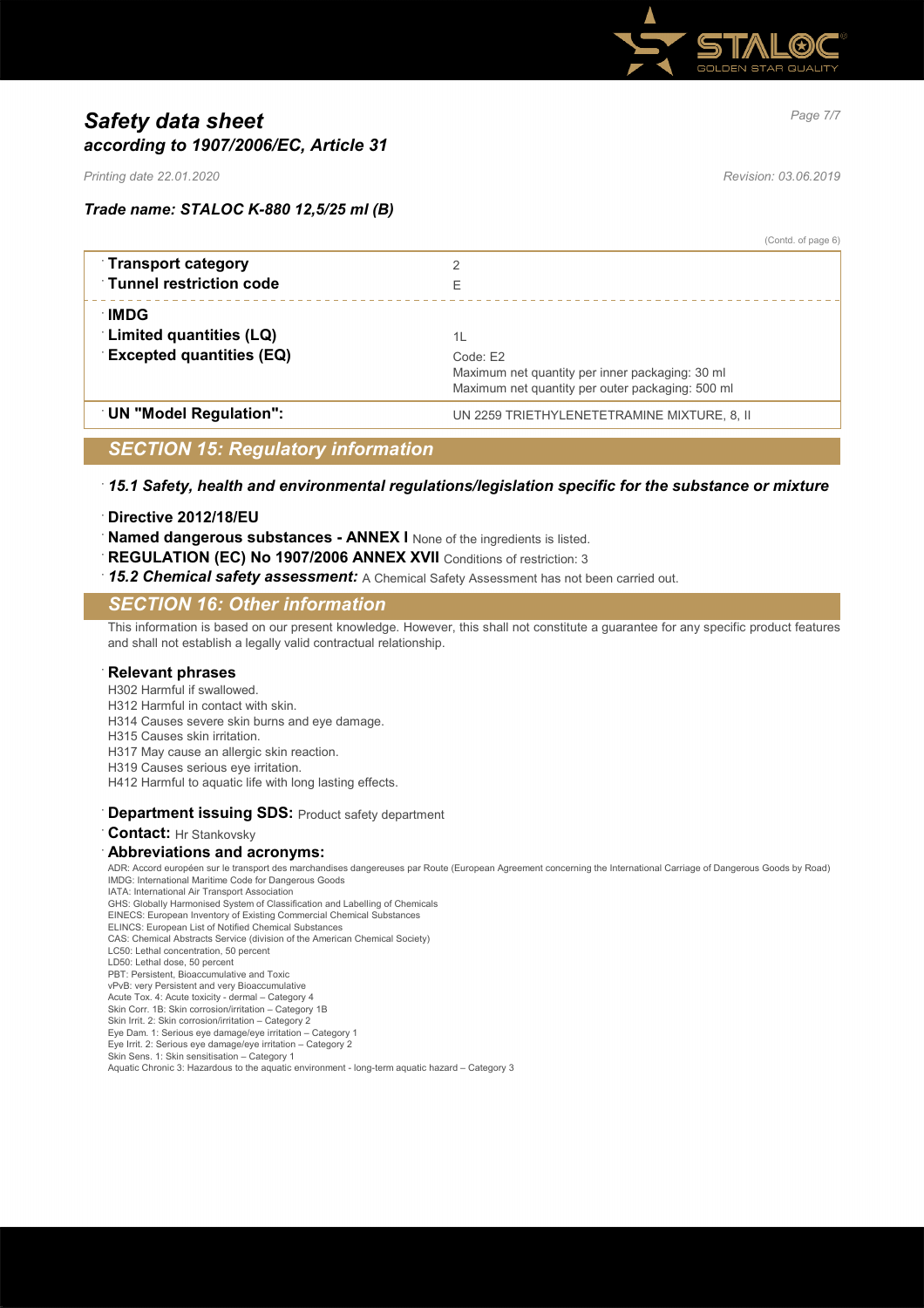(Contd. of page 6)

| | |
|---|---|
| **Transport category** | 2 |
| **Tunnel restriction code** | E |
| **IMDG** | |
| **Limited quantities (LQ)** | 1L |
| **Excepted quantities (EQ)** | Code: E2<br>Maximum net quantity per inner packaging: 30 ml<br>Maximum net quantity per outer packaging: 500 ml |
| **UN "Model Regulation":** | UN 2259 TRIETHYLENETETRAMINE MIXTURE, 8, II |

## SECTION 15: Regulatory information

***15.1 Safety, health and environmental regulations/legislation specific for the substance or mixture***

**Directive 2012/18/EU**

**Named dangerous substances - ANNEX I** None of the ingredients is listed.

**REGULATION (EC) No 1907/2006 ANNEX XVII** Conditions of restriction: 3

***15.2 Chemical safety assessment:*** A Chemical Safety Assessment has not been carried out.

## SECTION 16: Other information

This information is based on our present knowledge. However, this shall not constitute a guarantee for any specific product features and shall not establish a legally valid contractual relationship.

**Relevant phrases**

H302 Harmful if swallowed.
H312 Harmful in contact with skin.
H314 Causes severe skin burns and eye damage.
H315 Causes skin irritation.
H317 May cause an allergic skin reaction.
H319 Causes serious eye irritation.
H412 Harmful to aquatic life with long lasting effects.

**Department issuing SDS:** Product safety department

**Contact:** Hr Stankovsky

**Abbreviations and acronyms:**

ADR: Accord européen sur le transport des marchandises dangereuses par Route (European Agreement concerning the International Carriage of Dangerous Goods by Road)
IMDG: International Maritime Code for Dangerous Goods
IATA: International Air Transport Association
GHS: Globally Harmonised System of Classification and Labelling of Chemicals
EINECS: European Inventory of Existing Commercial Chemical Substances
ELINCS: European List of Notified Chemical Substances
CAS: Chemical Abstracts Service (division of the American Chemical Society)
LC50: Lethal concentration, 50 percent
LD50: Lethal dose, 50 percent
PBT: Persistent, Bioaccumulative and Toxic
vPvB: very Persistent and very Bioaccumulative
Acute Tox. 4: Acute toxicity - dermal – Category 4
Skin Corr. 1B: Skin corrosion/irritation – Category 1B
Skin Irrit. 2: Skin corrosion/irritation – Category 2
Eye Dam. 1: Serious eye damage/eye irritation – Category 1
Eye Irrit. 2: Serious eye damage/eye irritation – Category 2
Skin Sens. 1: Skin sensitisation – Category 1
Aquatic Chronic 3: Hazardous to the aquatic environment - long-term aquatic hazard – Category 3